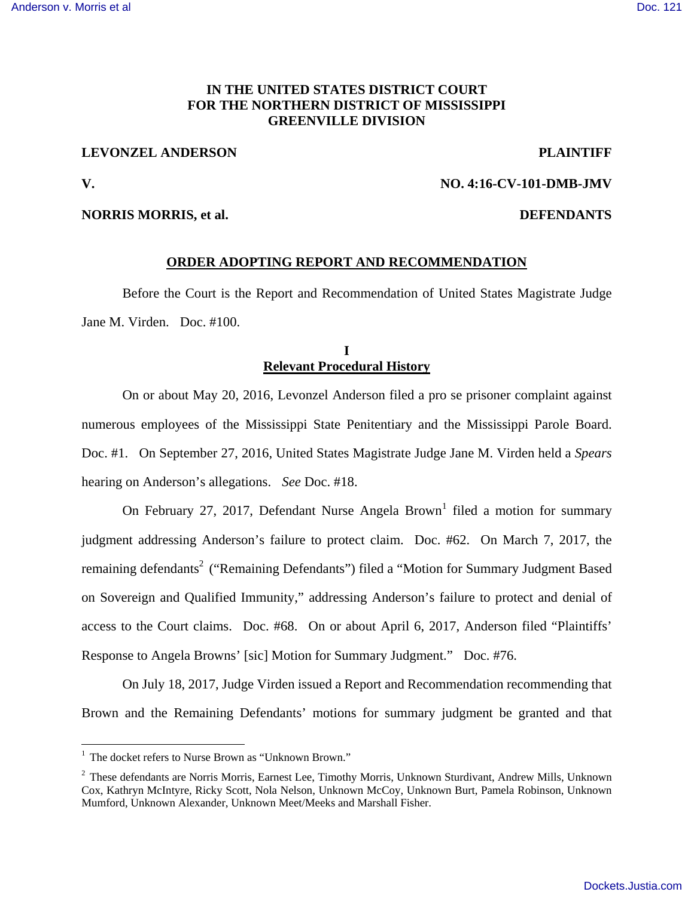**IN THE UNITED STATES DISTRICT COURT**
**FOR THE NORTHERN DISTRICT OF MISSISSIPPI**
**GREENVILLE DIVISION**

**LEVONZEL ANDERSON** **PLAINTIFF**

**V.** **NO. 4:16-CV-101-DMB-JMV**

**NORRIS MORRIS, et al.** **DEFENDANTS**

## ORDER ADOPTING REPORT AND RECOMMENDATION

Before the Court is the Report and Recommendation of United States Magistrate Judge Jane M. Virden. Doc. #100.

### I
### Relevant Procedural History

On or about May 20, 2016, Levonzel Anderson filed a pro se prisoner complaint against numerous employees of the Mississippi State Penitentiary and the Mississippi Parole Board. Doc. #1. On September 27, 2016, United States Magistrate Judge Jane M. Virden held a *Spears* hearing on Anderson's allegations. *See* Doc. #18.

On February 27, 2017, Defendant Nurse Angela Brown[1] filed a motion for summary judgment addressing Anderson's failure to protect claim. Doc. #62. On March 7, 2017, the remaining defendants[2] ("Remaining Defendants") filed a "Motion for Summary Judgment Based on Sovereign and Qualified Immunity," addressing Anderson's failure to protect and denial of access to the Court claims. Doc. #68. On or about April 6, 2017, Anderson filed "Plaintiffs' Response to Angela Browns' [sic] Motion for Summary Judgment." Doc. #76.

On July 18, 2017, Judge Virden issued a Report and Recommendation recommending that Brown and the Remaining Defendants' motions for summary judgment be granted and that

---

[1] The docket refers to Nurse Brown as "Unknown Brown."

[2] These defendants are Norris Morris, Earnest Lee, Timothy Morris, Unknown Sturdivant, Andrew Mills, Unknown Cox, Kathryn McIntyre, Ricky Scott, Nola Nelson, Unknown McCoy, Unknown Burt, Pamela Robinson, Unknown Mumford, Unknown Alexander, Unknown Meet/Meeks and Marshall Fisher.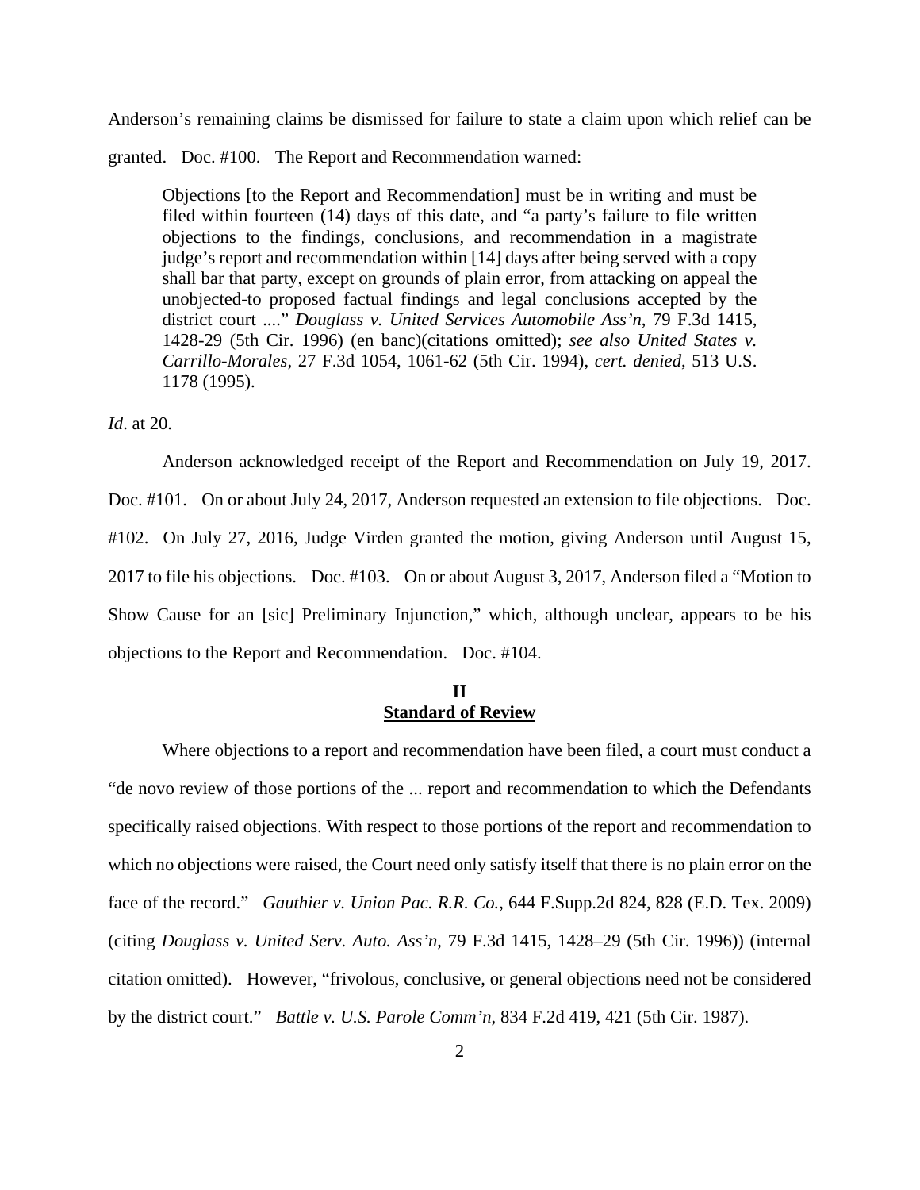Anderson's remaining claims be dismissed for failure to state a claim upon which relief can be granted. Doc. #100. The Report and Recommendation warned:

> Objections [to the Report and Recommendation] must be in writing and must be filed within fourteen (14) days of this date, and "a party's failure to file written objections to the findings, conclusions, and recommendation in a magistrate judge's report and recommendation within [14] days after being served with a copy shall bar that party, except on grounds of plain error, from attacking on appeal the unobjected-to proposed factual findings and legal conclusions accepted by the district court ...." *Douglass v. United Services Automobile Ass'n*, 79 F.3d 1415, 1428-29 (5th Cir. 1996) (en banc)(citations omitted); *see also United States v. Carrillo-Morales*, 27 F.3d 1054, 1061-62 (5th Cir. 1994), *cert. denied*, 513 U.S. 1178 (1995).

*Id*. at 20.

Anderson acknowledged receipt of the Report and Recommendation on July 19, 2017. Doc. #101. On or about July 24, 2017, Anderson requested an extension to file objections. Doc. #102. On July 27, 2016, Judge Virden granted the motion, giving Anderson until August 15, 2017 to file his objections. Doc. #103. On or about August 3, 2017, Anderson filed a "Motion to Show Cause for an [sic] Preliminary Injunction," which, although unclear, appears to be his objections to the Report and Recommendation. Doc. #104.

## II
## Standard of Review

Where objections to a report and recommendation have been filed, a court must conduct a "de novo review of those portions of the ... report and recommendation to which the Defendants specifically raised objections. With respect to those portions of the report and recommendation to which no objections were raised, the Court need only satisfy itself that there is no plain error on the face of the record." *Gauthier v. Union Pac. R.R. Co.*, 644 F.Supp.2d 824, 828 (E.D. Tex. 2009) (citing *Douglass v. United Serv. Auto. Ass'n*, 79 F.3d 1415, 1428–29 (5th Cir. 1996)) (internal citation omitted). However, "frivolous, conclusive, or general objections need not be considered by the district court." *Battle v. U.S. Parole Comm'n*, 834 F.2d 419, 421 (5th Cir. 1987).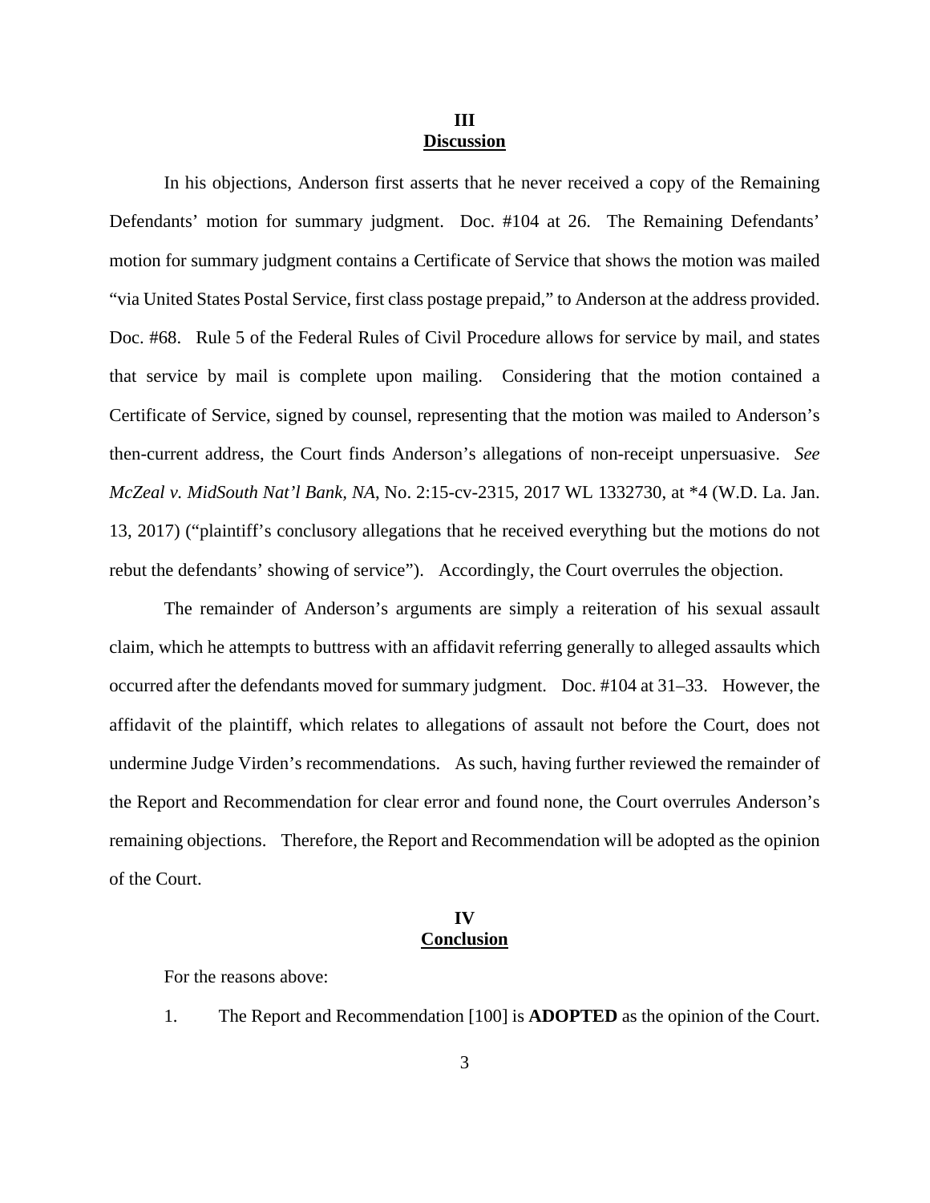## III
## Discussion

In his objections, Anderson first asserts that he never received a copy of the Remaining Defendants' motion for summary judgment. Doc. #104 at 26. The Remaining Defendants' motion for summary judgment contains a Certificate of Service that shows the motion was mailed "via United States Postal Service, first class postage prepaid," to Anderson at the address provided. Doc. #68. Rule 5 of the Federal Rules of Civil Procedure allows for service by mail, and states that service by mail is complete upon mailing. Considering that the motion contained a Certificate of Service, signed by counsel, representing that the motion was mailed to Anderson's then-current address, the Court finds Anderson's allegations of non-receipt unpersuasive. *See McZeal v. MidSouth Nat'l Bank, NA*, No. 2:15-cv-2315, 2017 WL 1332730, at *4 (W.D. La. Jan. 13, 2017) ("plaintiff's conclusory allegations that he received everything but the motions do not rebut the defendants' showing of service"). Accordingly, the Court overrules the objection.

The remainder of Anderson's arguments are simply a reiteration of his sexual assault claim, which he attempts to buttress with an affidavit referring generally to alleged assaults which occurred after the defendants moved for summary judgment. Doc. #104 at 31–33. However, the affidavit of the plaintiff, which relates to allegations of assault not before the Court, does not undermine Judge Virden's recommendations. As such, having further reviewed the remainder of the Report and Recommendation for clear error and found none, the Court overrules Anderson's remaining objections. Therefore, the Report and Recommendation will be adopted as the opinion of the Court.

## IV
## Conclusion

For the reasons above:

1. The Report and Recommendation [100] is **ADOPTED** as the opinion of the Court.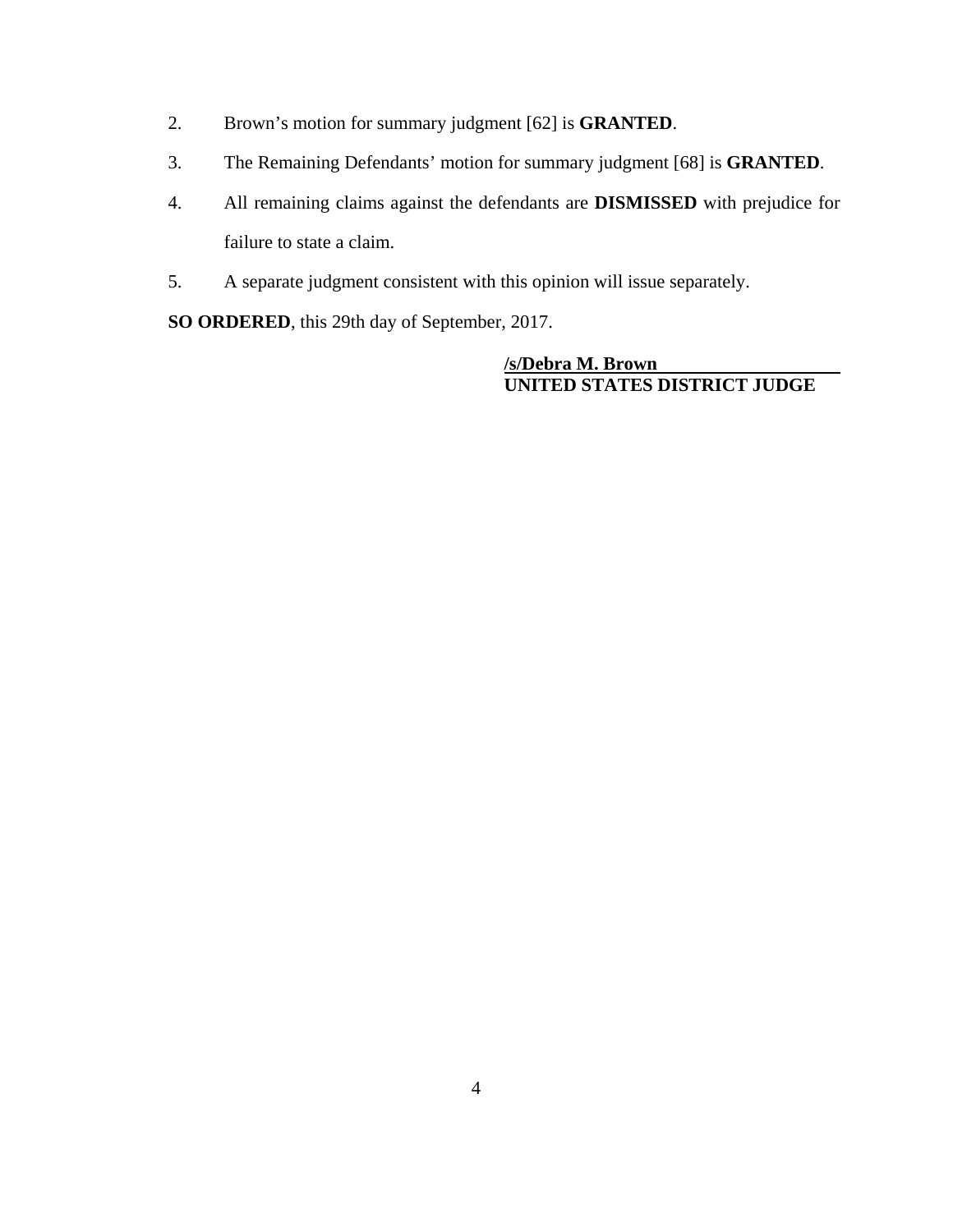2. Brown's motion for summary judgment [62] is **GRANTED**.
3. The Remaining Defendants' motion for summary judgment [68] is **GRANTED**.
4. All remaining claims against the defendants are **DISMISSED** with prejudice for failure to state a claim.
5. A separate judgment consistent with this opinion will issue separately.

**SO ORDERED**, this 29th day of September, 2017.

**/s/Debra M. Brown**
**UNITED STATES DISTRICT JUDGE**